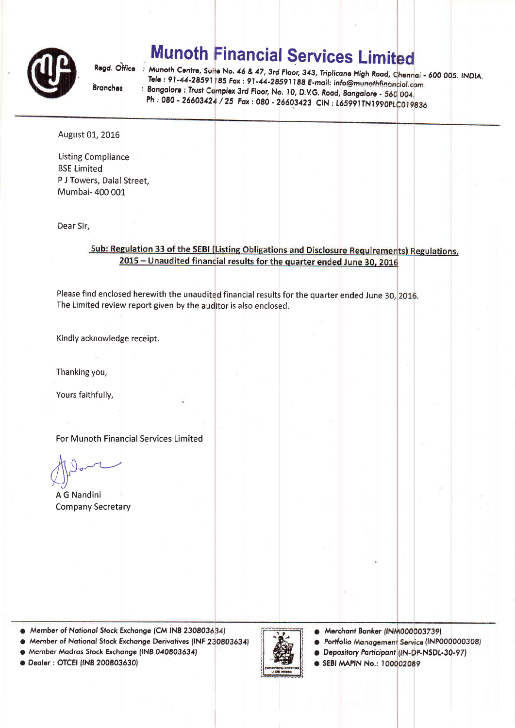# Munoth Financial Services Limited

**Regd. Office** : Munoth Centre, Suite No. 46 & 47, 3rd Floor, 343, Triplicane High Road, Chennai - 600 005. INDIA.
Tele : 91-44-28591185 Fax : 91-44-28591188 E-mail: info@munothfinancial.com

**Branches** : Bangalore : Trust Complex 3rd Floor, No. 10, D.V.G. Road, Bangalore - 560 004.
Ph : 080 - 26603424 / 25 Fax : 080 - 26603423 CIN : L65991TN1990PLC019836

---

August 01, 2016

Listing Compliance
BSE Limited
P J Towers, Dalal Street,
Mumbai- 400 001

Dear Sir,

**Sub: Regulation 33 of the SEBI (Listing Obligations and Disclosure Requirements) Regulations, 2015 – Unaudited financial results for the quarter ended June 30, 2016**

Please find enclosed herewith the unaudited financial results for the quarter ended June 30, 2016. The Limited review report given by the auditor is also enclosed.

Kindly acknowledge receipt.

Thanking you,

Yours faithfully,

For Munoth Financial Services Limited

A G Nandini
Company Secretary

---

- Member of National Stock Exchange (CM INB 230803634)
- Member of National Stock Exchange Derivatives (INF 230803634)
- Member Madras Stock Exchange (INB 040803634)
- Dealer : OTCEI (INB 200803630)
- Merchant Banker (INM000003739)
- Portfolio Management Service (INP000000308)
- Depository Participant (IN-DP-NSDL-30-97)
- SEBI MAPIN No.: 100002089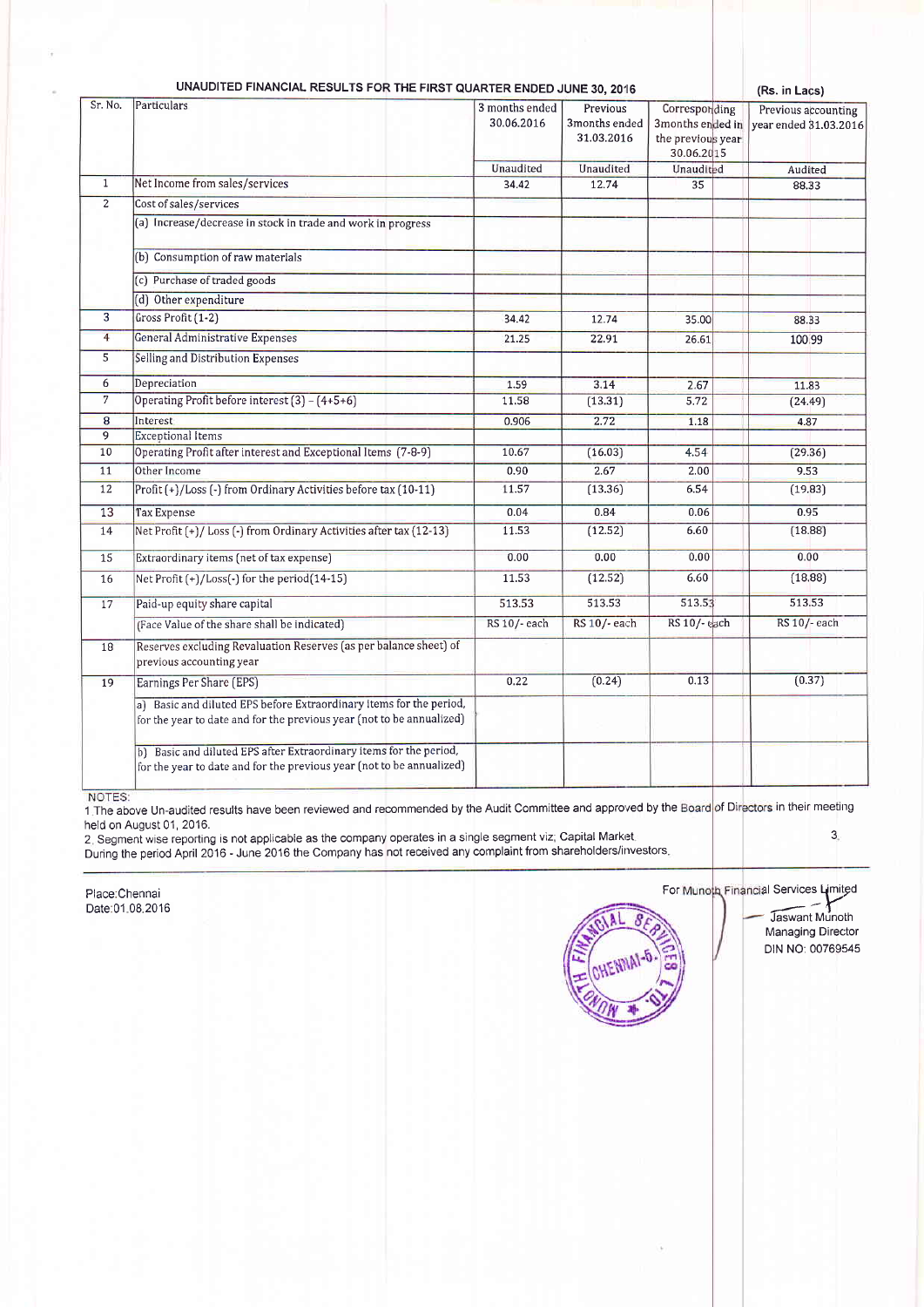## UNAUDITED FINANCIAL RESULTS FOR THE FIRST QUARTER ENDED JUNE 30, 2016

(Rs. in Lacs)

| Sr. No. | Particulars | 3 months ended 30.06.2016 | Previous 3months ended 31.03.2016 | Corresponding 3months ended in the previous year 30.06.2015 | Previous accounting year ended 31.03.2016 |
|---|---|---|---|---|---|
| | | Unaudited | Unaudited | Unaudited | Audited |
| 1 | Net Income from sales/services | 34.42 | 12.74 | 35 | 88.33 |
| 2 | Cost of sales/services | | | | |
| | (a) Increase/decrease in stock in trade and work in progress | | | | |
| | (b) Consumption of raw materials | | | | |
| | (c) Purchase of traded goods | | | | |
| | (d) Other expenditure | | | | |
| 3 | Gross Profit (1-2) | 34.42 | 12.74 | 35.00 | 88.33 |
| 4 | General Administrative Expenses | 21.25 | 22.91 | 26.61 | 100.99 |
| 5 | Selling and Distribution Expenses | | | | |
| 6 | Depreciation | 1.59 | 3.14 | 2.67 | 11.83 |
| 7 | Operating Profit before interest (3) - (4+5+6) | 11.58 | (13.31) | 5.72 | (24.49) |
| 8 | Interest | 0.906 | 2.72 | 1.18 | 4.87 |
| 9 | Exceptional Items | | | | |
| 10 | Operating Profit after interest and Exceptional Items (7-8-9) | 10.67 | (16.03) | 4.54 | (29.36) |
| 11 | Other Income | 0.90 | 2.67 | 2.00 | 9.53 |
| 12 | Profit (+)/Loss (-) from Ordinary Activities before tax (10-11) | 11.57 | (13.36) | 6.54 | (19.83) |
| 13 | Tax Expense | 0.04 | 0.84 | 0.06 | 0.95 |
| 14 | Net Profit (+)/ Loss (-) from Ordinary Activities after tax (12-13) | 11.53 | (12.52) | 6.60 | (18.88) |
| 15 | Extraordinary items (net of tax expense) | 0.00 | 0.00 | 0.00 | 0.00 |
| 16 | Net Profit (+)/Loss(-) for the period(14-15) | 11.53 | (12.52) | 6.60 | (18.88) |
| 17 | Paid-up equity share capital | 513.53 | 513.53 | 513.53 | 513.53 |
| | (Face Value of the share shall be indicated) | RS 10/- each | RS 10/- each | RS 10/- each | RS 10/- each |
| 18 | Reserves excluding Revaluation Reserves (as per balance sheet) of previous accounting year | | | | |
| 19 | Earnings Per Share (EPS) | 0.22 | (0.24) | 0.13 | (0.37) |
| | a) Basic and diluted EPS before Extraordinary items for the period, for the year to date and for the previous year (not to be annualized) | | | | |
| | b) Basic and diluted EPS after Extraordinary items for the period, for the year to date and for the previous year (not to be annualized) | | | | |

NOTES:

1 The above Un-audited results have been reviewed and recommended by the Audit Committee and approved by the Board of Directors in their meeting held on August 01, 2016.

2. Segment wise reporting is not applicable as the company operates in a single segment viz; Capital Market. 3.

During the period April 2016 - June 2016 the Company has not received any complaint from shareholders/investors.

Place:Chennai
Date:01.08.2016

For Munoth Financial Services Limited

Jaswant Munoth
Managing Director
DIN NO: 00769545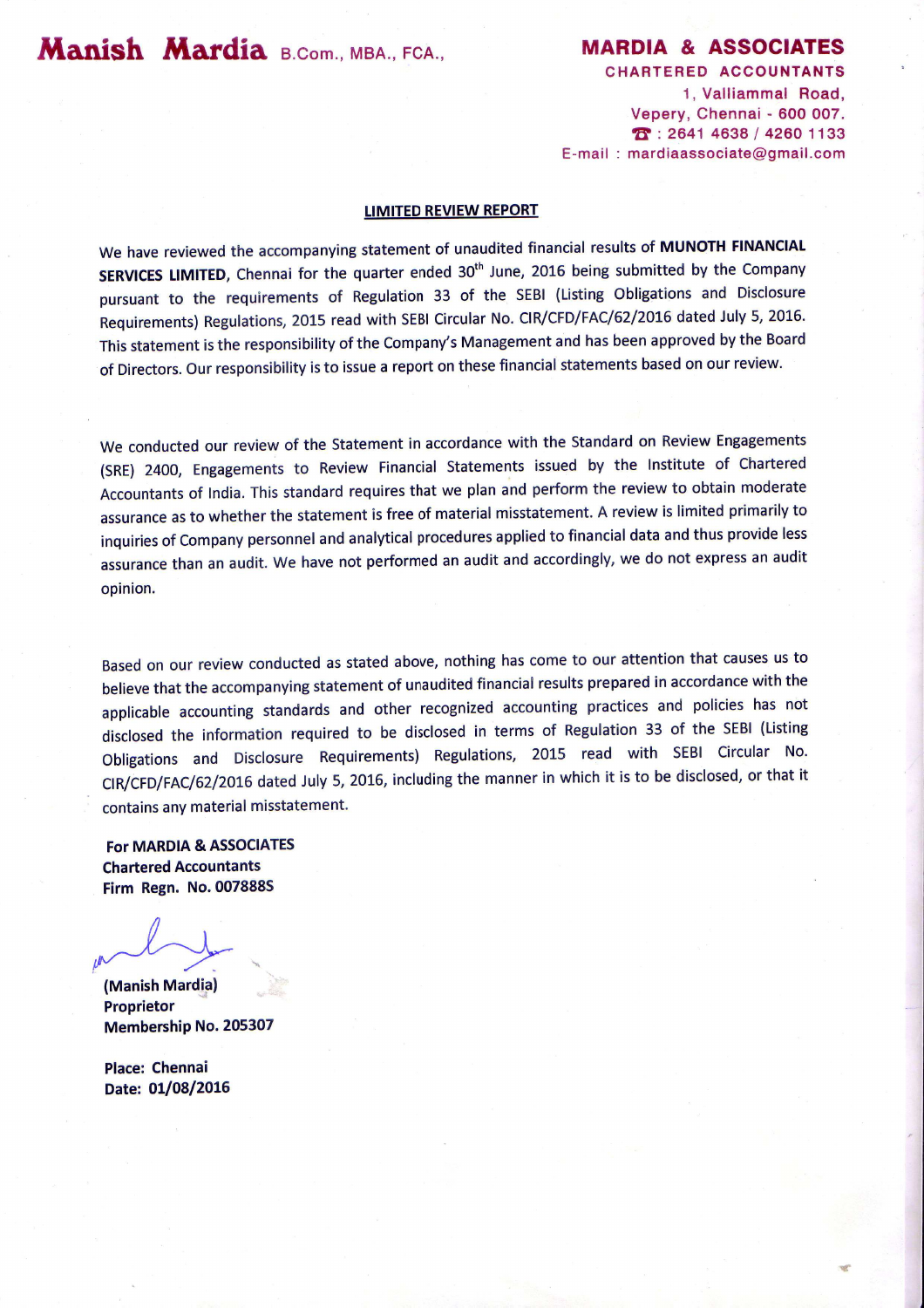**Manish Mardia** B.Com., MBA., FCA.,

**MARDIA & ASSOCIATES**
CHARTERED ACCOUNTANTS
1, Valliammal Road,
Vepery, Chennai - 600 007.
☎ : 2641 4638 / 4260 1133
E-mail : mardiaassociate@gmail.com

## LIMITED REVIEW REPORT

We have reviewed the accompanying statement of unaudited financial results of **MUNOTH FINANCIAL SERVICES LIMITED**, Chennai for the quarter ended 30th June, 2016 being submitted by the Company pursuant to the requirements of Regulation 33 of the SEBI (Listing Obligations and Disclosure Requirements) Regulations, 2015 read with SEBI Circular No. CIR/CFD/FAC/62/2016 dated July 5, 2016. This statement is the responsibility of the Company's Management and has been approved by the Board of Directors. Our responsibility is to issue a report on these financial statements based on our review.

We conducted our review of the Statement in accordance with the Standard on Review Engagements (SRE) 2400, Engagements to Review Financial Statements issued by the Institute of Chartered Accountants of India. This standard requires that we plan and perform the review to obtain moderate assurance as to whether the statement is free of material misstatement. A review is limited primarily to inquiries of Company personnel and analytical procedures applied to financial data and thus provide less assurance than an audit. We have not performed an audit and accordingly, we do not express an audit opinion.

Based on our review conducted as stated above, nothing has come to our attention that causes us to believe that the accompanying statement of unaudited financial results prepared in accordance with the applicable accounting standards and other recognized accounting practices and policies has not disclosed the information required to be disclosed in terms of Regulation 33 of the SEBI (Listing Obligations and Disclosure Requirements) Regulations, 2015 read with SEBI Circular No. CIR/CFD/FAC/62/2016 dated July 5, 2016, including the manner in which it is to be disclosed, or that it contains any material misstatement.

**For MARDIA & ASSOCIATES**
**Chartered Accountants**
**Firm Regn. No. 007888S**

**(Manish Mardia)**
**Proprietor**
**Membership No. 205307**

**Place: Chennai**
**Date: 01/08/2016**